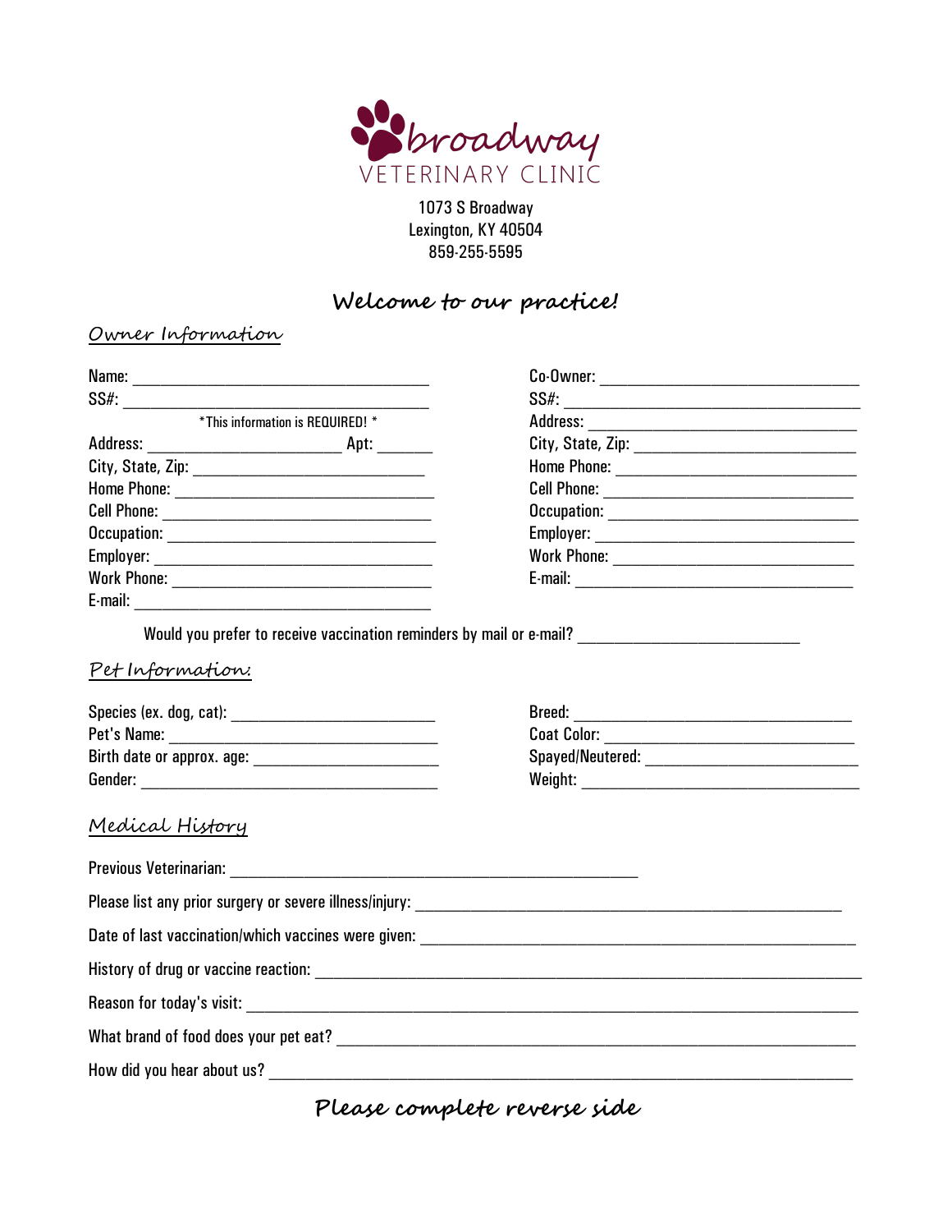# broadway VETERINARY CLINIC

1073 S Broadway
Lexington, KY 40504
859-255-5595

## Welcome to our practice!

### Owner Information

Name: ___________________________________

SS#: ____________________________________

*This information is REQUIRED! *

Address: _______________________ Apt: ______

City, State, Zip: ___________________________

Home Phone: _____________________________

Cell Phone: ______________________________

Occupation: _____________________________

Employer: _______________________________

Work Phone: _____________________________

E-mail: _________________________________

Co-Owner: _______________________________

SS#: ____________________________________

Address: ________________________________

City, State, Zip: __________________________

Home Phone: _____________________________

Cell Phone: ______________________________

Occupation: ______________________________

Employer: ________________________________

Work Phone: ______________________________

E-mail: __________________________________

Would you prefer to receive vaccination reminders by mail or e-mail? ___________________________

### Pet Information:

Species (ex. dog, cat): _________________________

Pet's Name: _______________________________

Birth date or approx. age: ______________________

Gender: ___________________________________

Breed: ____________________________________

Coat Color: ________________________________

Spayed/Neutered: ___________________________

Weight: ___________________________________

### Medical History

Previous Veterinarian: ________________________________________________

Please list any prior surgery or severe illness/injury: ______________________________________________________

Date of last vaccination/which vaccines were given: ________________________________________________________

History of drug or vaccine reaction: ______________________________________________________________

Reason for today's visit: ______________________________________________________________________

What brand of food does your pet eat? __________________________________________________________

How did you hear about us? ____________________________________________________________________

**Please complete reverse side**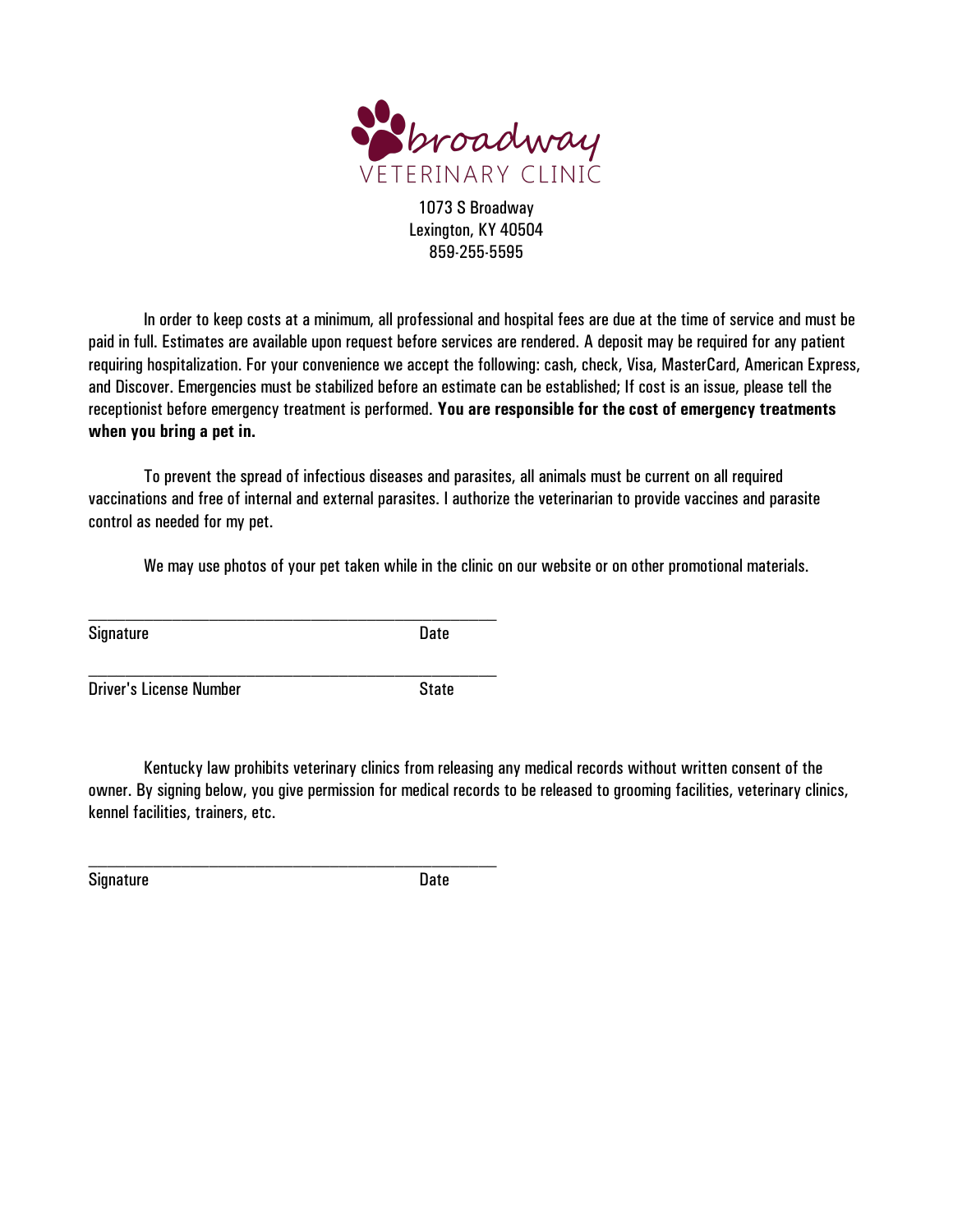**broadway**
VETERINARY CLINIC

1073 S Broadway
Lexington, KY 40504
859-255-5595

In order to keep costs at a minimum, all professional and hospital fees are due at the time of service and must be paid in full. Estimates are available upon request before services are rendered. A deposit may be required for any patient requiring hospitalization. For your convenience we accept the following: cash, check, Visa, MasterCard, American Express, and Discover. Emergencies must be stabilized before an estimate can be established; If cost is an issue, please tell the receptionist before emergency treatment is performed. **You are responsible for the cost of emergency treatments when you bring a pet in.**

To prevent the spread of infectious diseases and parasites, all animals must be current on all required vaccinations and free of internal and external parasites. I authorize the veterinarian to provide vaccines and parasite control as needed for my pet.

We may use photos of your pet taken while in the clinic on our website or on other promotional materials.

\_\_\_\_\_\_\_\_\_\_\_\_\_\_\_\_\_\_\_\_\_\_\_\_\_\_\_\_\_\_\_\_\_\_\_\_\_\_\_\_\_\_\_\_\_\_\_\_\_\_
Signature                                        Date

\_\_\_\_\_\_\_\_\_\_\_\_\_\_\_\_\_\_\_\_\_\_\_\_\_\_\_\_\_\_\_\_\_\_\_\_\_\_\_\_\_\_\_\_\_\_\_\_\_\_
Driver's License Number                          State

Kentucky law prohibits veterinary clinics from releasing any medical records without written consent of the owner. By signing below, you give permission for medical records to be released to grooming facilities, veterinary clinics, kennel facilities, trainers, etc.

\_\_\_\_\_\_\_\_\_\_\_\_\_\_\_\_\_\_\_\_\_\_\_\_\_\_\_\_\_\_\_\_\_\_\_\_\_\_\_\_\_\_\_\_\_\_\_\_\_\_
Signature                                        Date